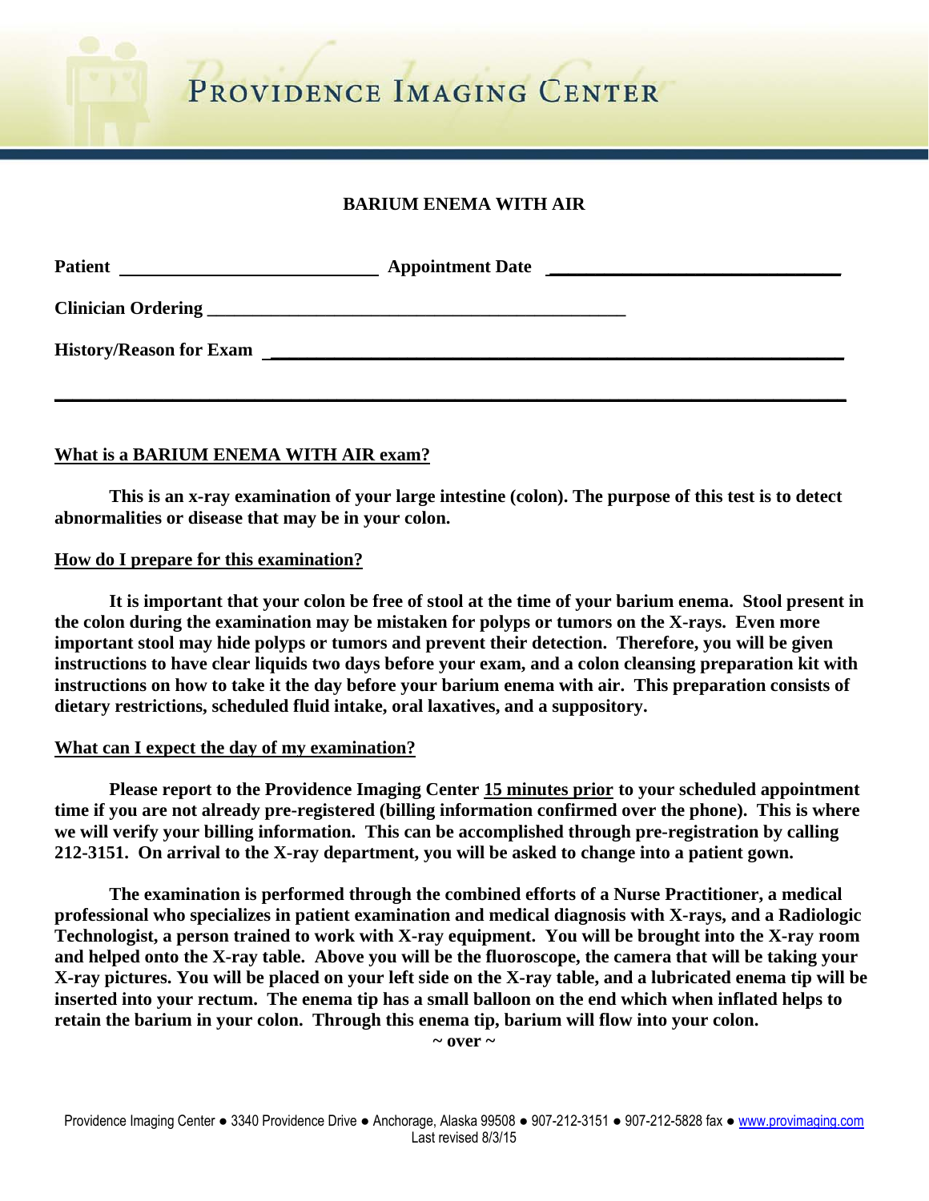# PROVIDENCE IMAGING CENTER

## BARIUM ENEMA WITH AIR

**Patient** ______________________________ **Appointment Date** ______________________________

**Clinician Ordering** ______________________________________________

**History/Reason for Exam** ____________________________________________________________

______________________________________________________________________________

### What is a BARIUM ENEMA WITH AIR exam?

**This is an x-ray examination of your large intestine (colon). The purpose of this test is to detect abnormalities or disease that may be in your colon.**

### How do I prepare for this examination?

**It is important that your colon be free of stool at the time of your barium enema. Stool present in the colon during the examination may be mistaken for polyps or tumors on the X-rays. Even more important stool may hide polyps or tumors and prevent their detection. Therefore, you will be given instructions to have clear liquids two days before your exam, and a colon cleansing preparation kit with instructions on how to take it the day before your barium enema with air. This preparation consists of dietary restrictions, scheduled fluid intake, oral laxatives, and a suppository.**

### What can I expect the day of my examination?

**Please report to the Providence Imaging Center 15 minutes prior to your scheduled appointment time if you are not already pre-registered (billing information confirmed over the phone). This is where we will verify your billing information. This can be accomplished through pre-registration by calling 212-3151. On arrival to the X-ray department, you will be asked to change into a patient gown.**

**The examination is performed through the combined efforts of a Nurse Practitioner, a medical professional who specializes in patient examination and medical diagnosis with X-rays, and a Radiologic Technologist, a person trained to work with X-ray equipment. You will be brought into the X-ray room and helped onto the X-ray table. Above you will be the fluoroscope, the camera that will be taking your X-ray pictures. You will be placed on your left side on the X-ray table, and a lubricated enema tip will be inserted into your rectum. The enema tip has a small balloon on the end which when inflated helps to retain the barium in your colon. Through this enema tip, barium will flow into your colon.**

**~ over ~**

Providence Imaging Center ● 3340 Providence Drive ● Anchorage, Alaska 99508 ● 907-212-3151 ● 907-212-5828 fax ● www.provimaging.com
Last revised 8/3/15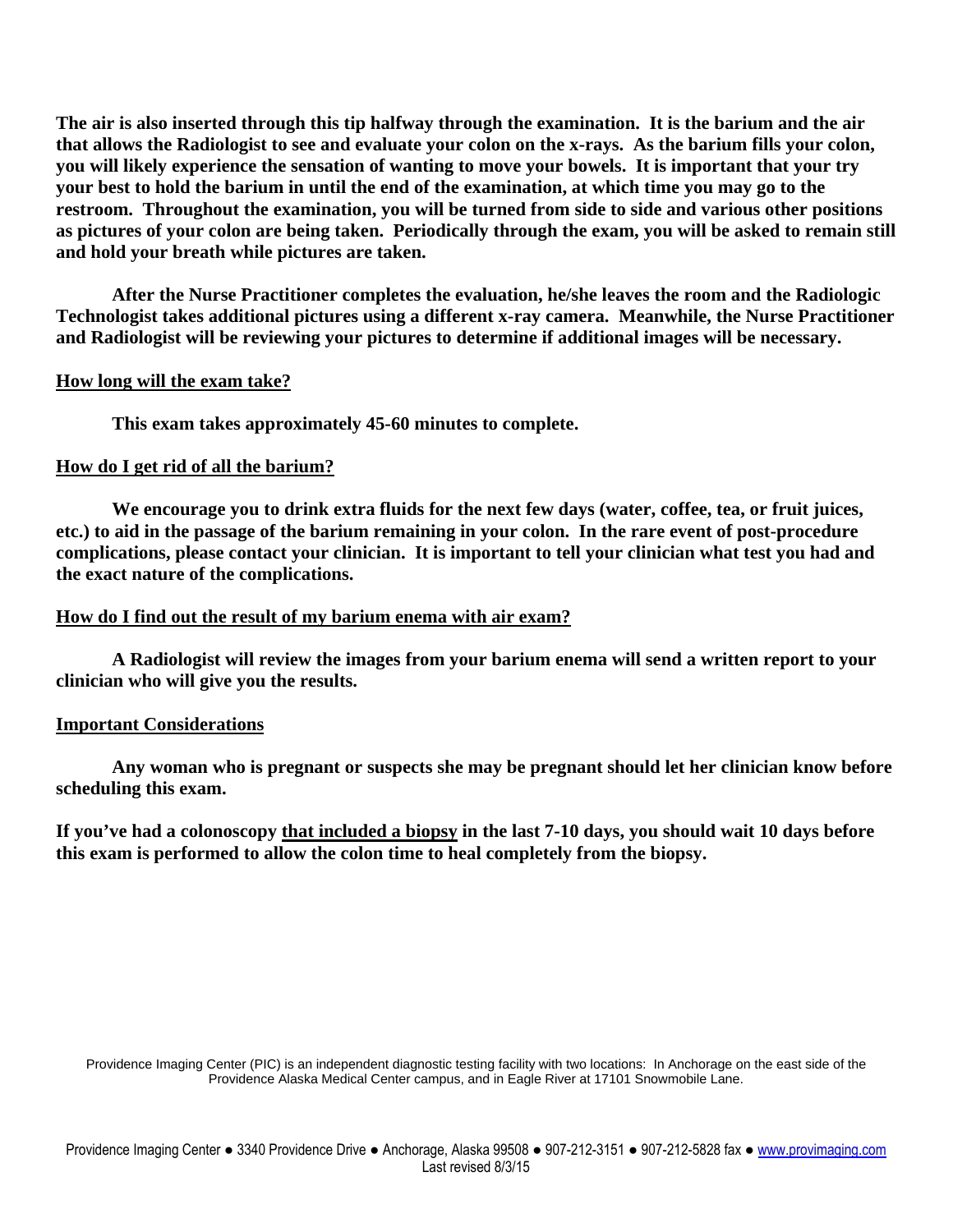**The air is also inserted through this tip halfway through the examination. It is the barium and the air that allows the Radiologist to see and evaluate your colon on the x-rays. As the barium fills your colon, you will likely experience the sensation of wanting to move your bowels. It is important that your try your best to hold the barium in until the end of the examination, at which time you may go to the restroom. Throughout the examination, you will be turned from side to side and various other positions as pictures of your colon are being taken. Periodically through the exam, you will be asked to remain still and hold your breath while pictures are taken.**

**After the Nurse Practitioner completes the evaluation, he/she leaves the room and the Radiologic Technologist takes additional pictures using a different x-ray camera. Meanwhile, the Nurse Practitioner and Radiologist will be reviewing your pictures to determine if additional images will be necessary.**

## How long will the exam take?

**This exam takes approximately 45-60 minutes to complete.**

## How do I get rid of all the barium?

**We encourage you to drink extra fluids for the next few days (water, coffee, tea, or fruit juices, etc.) to aid in the passage of the barium remaining in your colon. In the rare event of post-procedure complications, please contact your clinician. It is important to tell your clinician what test you had and the exact nature of the complications.**

## How do I find out the result of my barium enema with air exam?

**A Radiologist will review the images from your barium enema will send a written report to your clinician who will give you the results.**

## Important Considerations

**Any woman who is pregnant or suspects she may be pregnant should let her clinician know before scheduling this exam.**

**If you've had a colonoscopy <u>that included a biopsy</u> in the last 7-10 days, you should wait 10 days before this exam is performed to allow the colon time to heal completely from the biopsy.**

Providence Imaging Center (PIC) is an independent diagnostic testing facility with two locations: In Anchorage on the east side of the Providence Alaska Medical Center campus, and in Eagle River at 17101 Snowmobile Lane.

Providence Imaging Center ● 3340 Providence Drive ● Anchorage, Alaska 99508 ● 907-212-3151 ● 907-212-5828 fax ● www.provimaging.com
Last revised 8/3/15